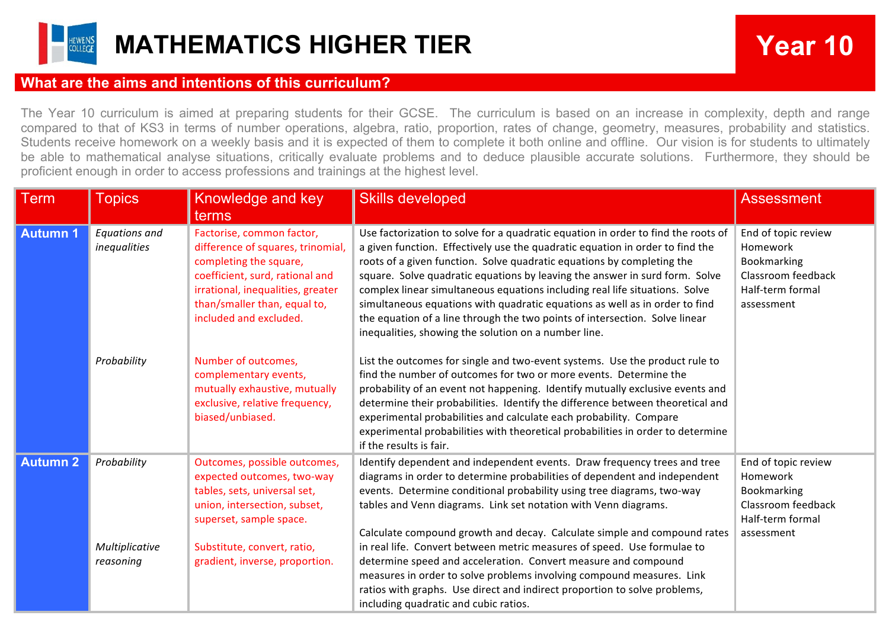# MATHEMATICS HIGHER TIER

**Year 10**

## What are the aims and intentions of this curriculum?

The Year 10 curriculum is aimed at preparing students for their GCSE. The curriculum is based on an increase in complexity, depth and range compared to that of KS3 in terms of number operations, algebra, ratio, proportion, rates of change, geometry, measures, probability and statistics. Students receive homework on a weekly basis and it is expected of them to complete it both online and offline. Our vision is for students to ultimately be able to mathematical analyse situations, critically evaluate problems and to deduce plausible accurate solutions. Furthermore, they should be proficient enough in order to access professions and trainings at the highest level.

| Term | Topics | Knowledge and key terms | Skills developed | Assessment |
|---|---|---|---|---|
| **Autumn 1** | *Equations and inequalities* | Factorise, common factor, difference of squares, trinomial, completing the square, coefficient, surd, rational and irrational, inequalities, greater than/smaller than, equal to, included and excluded. | Use factorization to solve for a quadratic equation in order to find the roots of a given function. Effectively use the quadratic equation in order to find the roots of a given function. Solve quadratic equations by completing the square. Solve quadratic equations by leaving the answer in surd form. Solve complex linear simultaneous equations including real life situations. Solve simultaneous equations with quadratic equations as well as in order to find the equation of a line through the two points of intersection. Solve linear inequalities, showing the solution on a number line. | End of topic review<br>Homework<br>Bookmarking<br>Classroom feedback<br>Half-term formal assessment |
| | *Probability* | Number of outcomes, complementary events, mutually exhaustive, mutually exclusive, relative frequency, biased/unbiased. | List the outcomes for single and two-event systems. Use the product rule to find the number of outcomes for two or more events. Determine the probability of an event not happening. Identify mutually exclusive events and determine their probabilities. Identify the difference between theoretical and experimental probabilities and calculate each probability. Compare experimental probabilities with theoretical probabilities in order to determine if the results is fair. | |
| **Autumn 2** | *Probability* | Outcomes, possible outcomes, expected outcomes, two-way tables, sets, universal set, union, intersection, subset, superset, sample space. | Identify dependent and independent events. Draw frequency trees and tree diagrams in order to determine probabilities of dependent and independent events. Determine conditional probability using tree diagrams, two-way tables and Venn diagrams. Link set notation with Venn diagrams. | End of topic review<br>Homework<br>Bookmarking<br>Classroom feedback<br>Half-term formal assessment |
| | *Multiplicative reasoning* | Substitute, convert, ratio, gradient, inverse, proportion. | Calculate compound growth and decay. Calculate simple and compound rates in real life. Convert between metric measures of speed. Use formulae to determine speed and acceleration. Convert measure and compound measures in order to solve problems involving compound measures. Link ratios with graphs. Use direct and indirect proportion to solve problems, including quadratic and cubic ratios. | |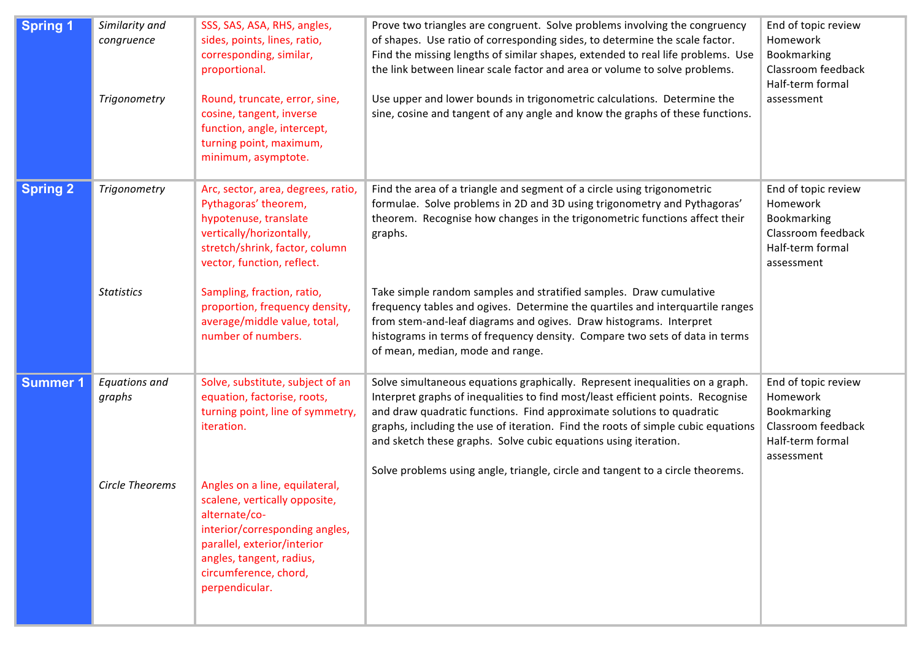| | | | | |
|---|---|---|---|---|
| **Spring 1** | *Similarity and congruence*<br><br><br><br>*Trigonometry* | SSS, SAS, ASA, RHS, angles, sides, points, lines, ratio, corresponding, similar, proportional.<br><br>Round, truncate, error, sine, cosine, tangent, inverse function, angle, intercept, turning point, maximum, minimum, asymptote. | Prove two triangles are congruent. Solve problems involving the congruency of shapes. Use ratio of corresponding sides, to determine the scale factor. Find the missing lengths of similar shapes, extended to real life problems. Use the link between linear scale factor and area or volume to solve problems.<br><br>Use upper and lower bounds in trigonometric calculations. Determine the sine, cosine and tangent of any angle and know the graphs of these functions. | End of topic review<br>Homework<br>Bookmarking<br>Classroom feedback<br>Half-term formal assessment |
| **Spring 2** | *Trigonometry*<br><br><br><br><br><br>*Statistics* | Arc, sector, area, degrees, ratio, Pythagoras' theorem, hypotenuse, translate vertically/horizontally, stretch/shrink, factor, column vector, function, reflect.<br><br>Sampling, fraction, ratio, proportion, frequency density, average/middle value, total, number of numbers. | Find the area of a triangle and segment of a circle using trigonometric formulae. Solve problems in 2D and 3D using trigonometry and Pythagoras' theorem. Recognise how changes in the trigonometric functions affect their graphs.<br><br>Take simple random samples and stratified samples. Draw cumulative frequency tables and ogives. Determine the quartiles and interquartile ranges from stem-and-leaf diagrams and ogives. Draw histograms. Interpret histograms in terms of frequency density. Compare two sets of data in terms of mean, median, mode and range. | End of topic review<br>Homework<br>Bookmarking<br>Classroom feedback<br>Half-term formal assessment |
| **Summer 1** | *Equations and graphs*<br><br><br><br><br>*Circle Theorems* | Solve, substitute, subject of an equation, factorise, roots, turning point, line of symmetry, iteration.<br><br>Angles on a line, equilateral, scalene, vertically opposite, alternate/co-interior/corresponding angles, parallel, exterior/interior angles, tangent, radius, circumference, chord, perpendicular. | Solve simultaneous equations graphically. Represent inequalities on a graph. Interpret graphs of inequalities to find most/least efficient points. Recognise and draw quadratic functions. Find approximate solutions to quadratic graphs, including the use of iteration. Find the roots of simple cubic equations and sketch these graphs. Solve cubic equations using iteration.<br><br>Solve problems using angle, triangle, circle and tangent to a circle theorems. | End of topic review<br>Homework<br>Bookmarking<br>Classroom feedback<br>Half-term formal assessment |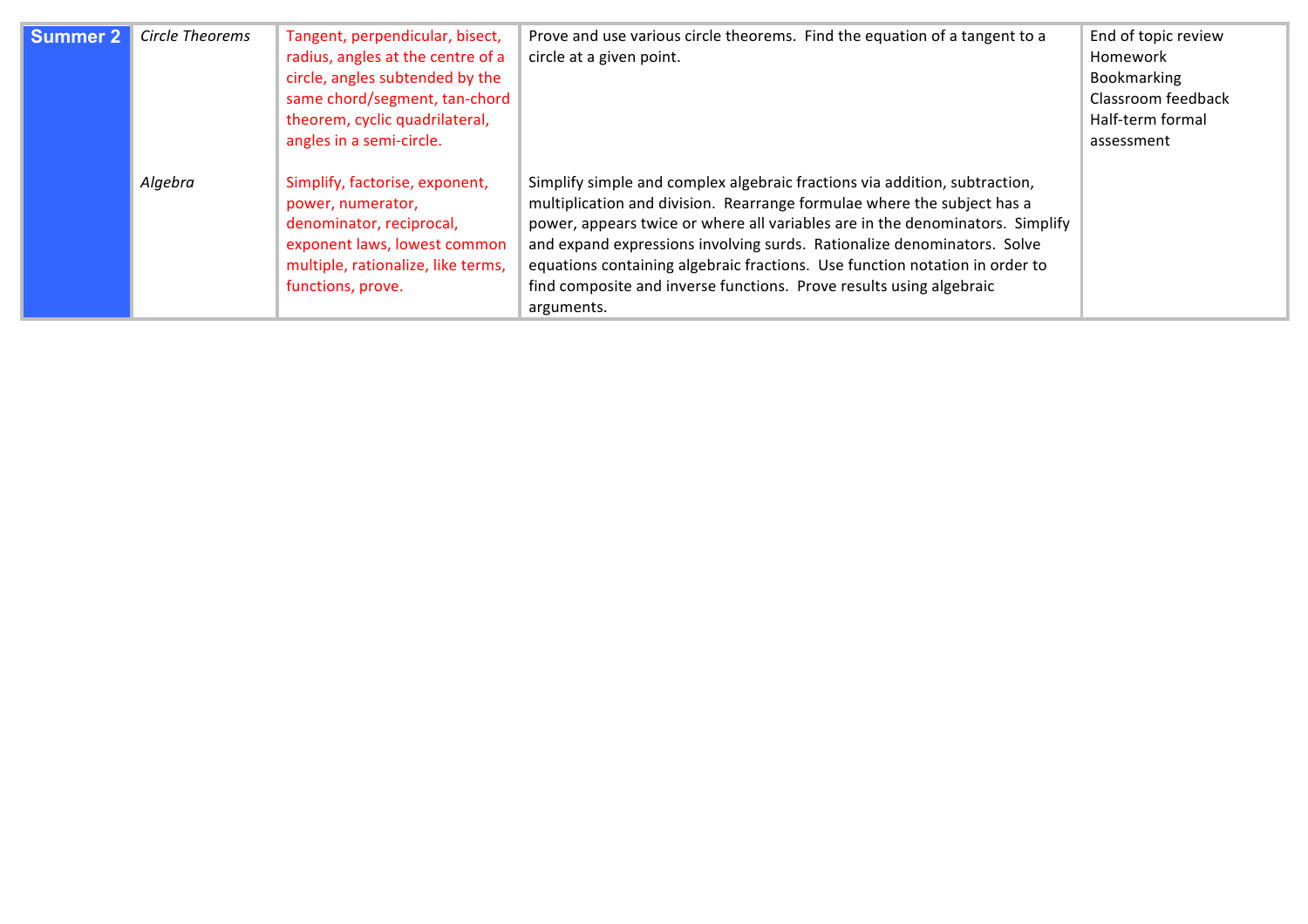| | | | | |
|---|---|---|---|---|
| **Summer 2** | *Circle Theorems* | Tangent, perpendicular, bisect, radius, angles at the centre of a circle, angles subtended by the same chord/segment, tan-chord theorem, cyclic quadrilateral, angles in a semi-circle. | Prove and use various circle theorems. Find the equation of a tangent to a circle at a given point. | End of topic review<br>Homework<br>Bookmarking<br>Classroom feedback<br>Half-term formal assessment |
| | *Algebra* | Simplify, factorise, exponent, power, numerator, denominator, reciprocal, exponent laws, lowest common multiple, rationalize, like terms, functions, prove. | Simplify simple and complex algebraic fractions via addition, subtraction, multiplication and division. Rearrange formulae where the subject has a power, appears twice or where all variables are in the denominators. Simplify and expand expressions involving surds. Rationalize denominators. Solve equations containing algebraic fractions. Use function notation in order to find composite and inverse functions. Prove results using algebraic arguments. | |